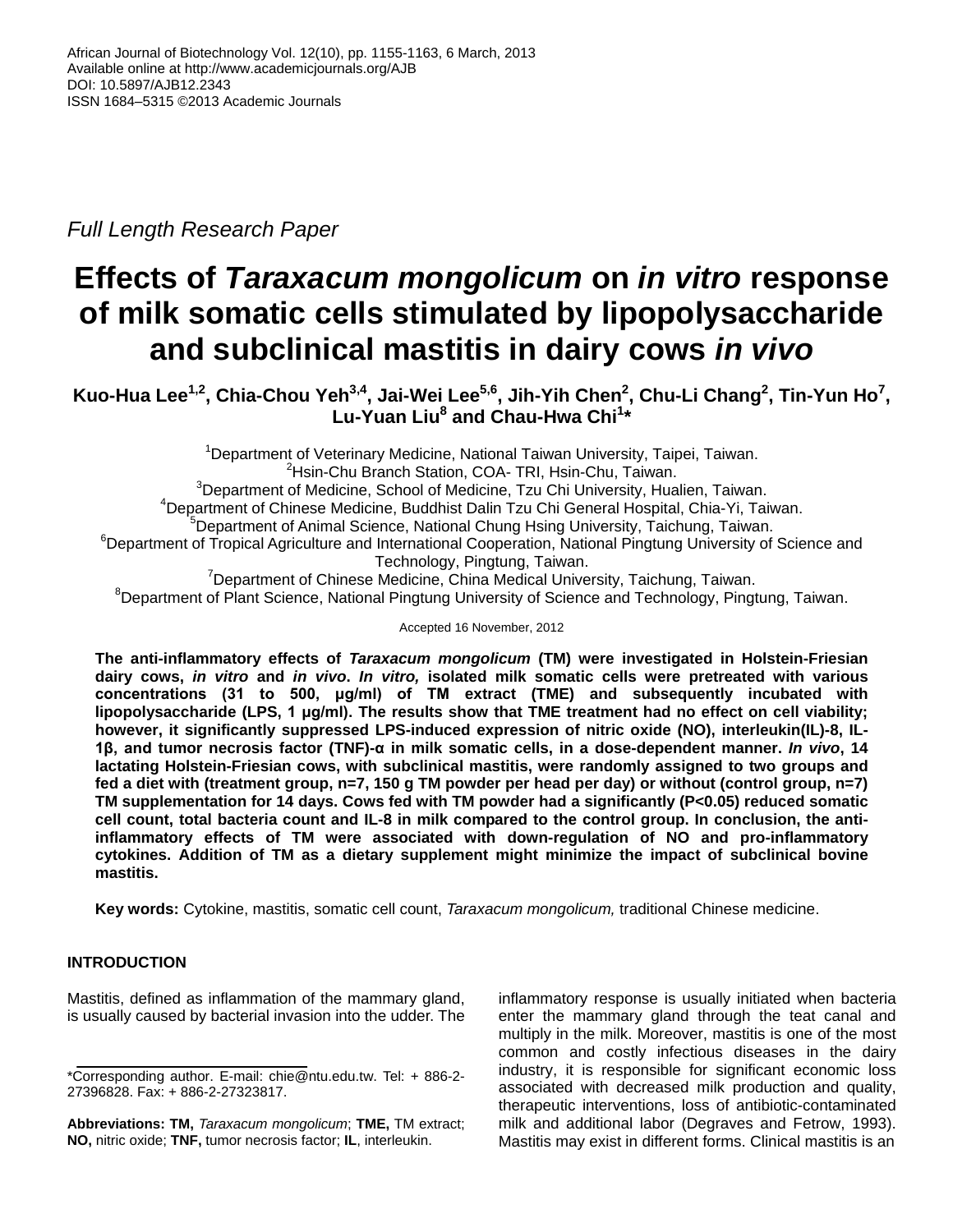*Full Length Research Paper*

# Effects of *Taraxacum mongolicum* on *in vitro* response of milk somatic cells stimulated by lipopolysaccharide and subclinical mastitis in dairy cows *in vivo*

**Kuo-Hua Lee[1,2], Chia-Chou Yeh[3,4], Jai-Wei Lee[5,6], Jih-Yih Chen[2], Chu-Li Chang[2], Tin-Yun Ho[7], Lu-Yuan Liu[8] and Chau-Hwa Chi[1]***

[1]Department of Veterinary Medicine, National Taiwan University, Taipei, Taiwan.
[2]Hsin-Chu Branch Station, COA- TRI, Hsin-Chu, Taiwan.
[3]Department of Medicine, School of Medicine, Tzu Chi University, Hualien, Taiwan.
[4]Department of Chinese Medicine, Buddhist Dalin Tzu Chi General Hospital, Chia-Yi, Taiwan.
[5]Department of Animal Science, National Chung Hsing University, Taichung, Taiwan.
[6]Department of Tropical Agriculture and International Cooperation, National Pingtung University of Science and Technology, Pingtung, Taiwan.
[7]Department of Chinese Medicine, China Medical University, Taichung, Taiwan.
[8]Department of Plant Science, National Pingtung University of Science and Technology, Pingtung, Taiwan.

Accepted 16 November, 2012

**The anti-inflammatory effects of *Taraxacum mongolicum* (TM) were investigated in Holstein-Friesian dairy cows, *in vitro* and *in vivo*. *In vitro,* isolated milk somatic cells were pretreated with various concentrations (31 to 500, μg/ml) of TM extract (TME) and subsequently incubated with lipopolysaccharide (LPS, 1 μg/ml). The results show that TME treatment had no effect on cell viability; however, it significantly suppressed LPS-induced expression of nitric oxide (NO), interleukin(IL)-8, IL-1β, and tumor necrosis factor (TNF)-α in milk somatic cells, in a dose-dependent manner. *In vivo*, 14 lactating Holstein-Friesian cows, with subclinical mastitis, were randomly assigned to two groups and fed a diet with (treatment group, n=7, 150 g TM powder per head per day) or without (control group, n=7) TM supplementation for 14 days. Cows fed with TM powder had a significantly ($P<0.05$) reduced somatic cell count, total bacteria count and IL-8 in milk compared to the control group. In conclusion, the anti-inflammatory effects of TM were associated with down-regulation of NO and pro-inflammatory cytokines. Addition of TM as a dietary supplement might minimize the impact of subclinical bovine mastitis.**

**Key words:** Cytokine, mastitis, somatic cell count, *Taraxacum mongolicum,* traditional Chinese medicine.

## INTRODUCTION

Mastitis, defined as inflammation of the mammary gland, is usually caused by bacterial invasion into the udder. The inflammatory response is usually initiated when bacteria enter the mammary gland through the teat canal and multiply in the milk. Moreover, mastitis is one of the most common and costly infectious diseases in the dairy industry, it is responsible for significant economic loss associated with decreased milk production and quality, therapeutic interventions, loss of antibiotic-contaminated milk and additional labor (Degraves and Fetrow, 1993). Mastitis may exist in different forms. Clinical mastitis is an

*Corresponding author. E-mail: chie@ntu.edu.tw. Tel: + 886-2-27396828. Fax: + 886-2-27323817.

**Abbreviations: TM,** *Taraxacum mongolicum*; **TME,** TM extract; **NO,** nitric oxide; **TNF,** tumor necrosis factor; **IL**, interleukin.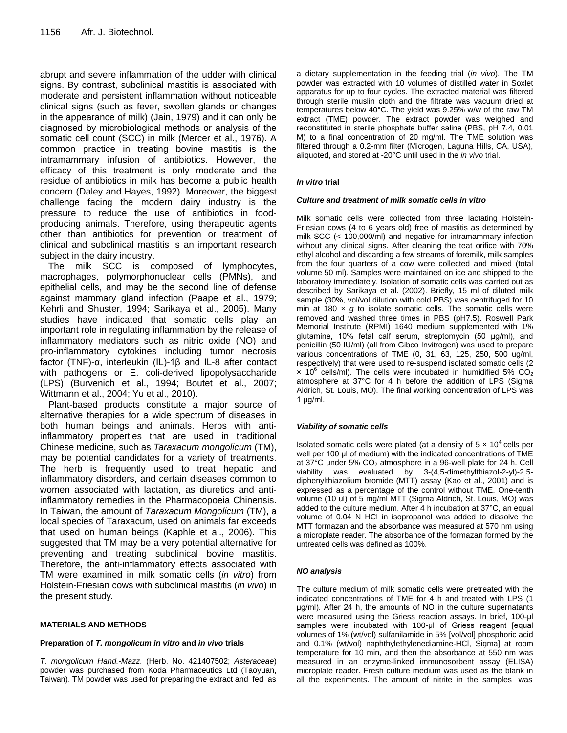abrupt and severe inflammation of the udder with clinical signs. By contrast, subclinical mastitis is associated with moderate and persistent inflammation without noticeable clinical signs (such as fever, swollen glands or changes in the appearance of milk) (Jain, 1979) and it can only be diagnosed by microbiological methods or analysis of the somatic cell count (SCC) in milk (Mercer et al., 1976). A common practice in treating bovine mastitis is the intramammary infusion of antibiotics. However, the efficacy of this treatment is only moderate and the residue of antibiotics in milk has become a public health concern (Daley and Hayes, 1992). Moreover, the biggest challenge facing the modern dairy industry is the pressure to reduce the use of antibiotics in food-producing animals. Therefore, using therapeutic agents other than antibiotics for prevention or treatment of clinical and subclinical mastitis is an important research subject in the dairy industry.

The milk SCC is composed of lymphocytes, macrophages, polymorphonuclear cells (PMNs), and epithelial cells, and may be the second line of defense against mammary gland infection (Paape et al., 1979; Kehrli and Shuster, 1994; Sarikaya et al., 2005). Many studies have indicated that somatic cells play an important role in regulating inflammation by the release of inflammatory mediators such as nitric oxide (NO) and pro-inflammatory cytokines including tumor necrosis factor (TNF)-α, interleukin (IL)-1β and IL-8 after contact with pathogens or E. coli-derived lipopolysaccharide (LPS) (Burvenich et al., 1994; Boutet et al., 2007; Wittmann et al., 2004; Yu et al., 2010).

Plant-based products constitute a major source of alternative therapies for a wide spectrum of diseases in both human beings and animals. Herbs with anti-inflammatory properties that are used in traditional Chinese medicine, such as *Taraxacum mongolicum* (TM), may be potential candidates for a variety of treatments. The herb is frequently used to treat hepatic and inflammatory disorders, and certain diseases common to women associated with lactation, as diuretics and anti-inflammatory remedies in the Pharmacopoeia Chinensis. In Taiwan, the amount of *Taraxacum Mongolicum* (TM), a local species of Taraxacum, used on animals far exceeds that used on human beings (Kaphle et al., 2006). This suggested that TM may be a very potential alternative for preventing and treating subclinical bovine mastitis. Therefore, the anti-inflammatory effects associated with TM were examined in milk somatic cells (*in vitro*) from Holstein-Friesian cows with subclinical mastitis (*in vivo*) in the present study.

## MATERIALS AND METHODS

### Preparation of *T. mongolicum in vitro* and *in vivo* trials

*T. mongolicum Hand.-Mazz*. (Herb. No. 421407502; *Asteraceae*) powder was purchased from Koda Pharmaceutics Ltd (Taoyuan, Taiwan). TM powder was used for preparing the extract and fed as a dietary supplementation in the feeding trial (*in vivo*). The TM powder was extracted with 10 volumes of distilled water in Soxlet apparatus for up to four cycles. The extracted material was filtered through sterile muslin cloth and the filtrate was vacuum dried at temperatures below 40°C. The yield was 9.25% w/w of the raw TM extract (TME) powder. The extract powder was weighed and reconstituted in sterile phosphate buffer saline (PBS, pH 7.4, 0.01 M) to a final concentration of 20 mg/ml. The TME solution was filtered through a 0.2-mm filter (Microgen, Laguna Hills, CA, USA), aliquoted, and stored at -20°C until used in the *in vivo* trial.

### *In vitro* trial

#### *Culture and treatment of milk somatic cells in vitro*

Milk somatic cells were collected from three lactating Holstein-Friesian cows (4 to 6 years old) free of mastitis as determined by milk SCC (< 100,000/ml) and negative for intramammary infection without any clinical signs. After cleaning the teat orifice with 70% ethyl alcohol and discarding a few streams of foremilk, milk samples from the four quarters of a cow were collected and mixed (total volume 50 ml). Samples were maintained on ice and shipped to the laboratory immediately. Isolation of somatic cells was carried out as described by Sarikaya et al. (2002). Briefly, 15 ml of diluted milk sample (30%, vol/vol dilution with cold PBS) was centrifuged for 10 min at 180 × *g* to isolate somatic cells. The somatic cells were removed and washed three times in PBS (pH7.5). Roswell Park Memorial Institute (RPMI) 1640 medium supplemented with 1% glutamine, 10% fetal calf serum, streptomycin (50 μg/ml), and penicillin (50 IU/ml) (all from Gibco Invitrogen) was used to prepare various concentrations of TME (0, 31, 63, 125, 250, 500 ug/ml, respectively) that were used to re-suspend isolated somatic cells (2 × $10^6$ cells/ml). The cells were incubated in humidified 5% $CO_2$ atmosphere at 37°C for 4 h before the addition of LPS (Sigma Aldrich, St. Louis, MO). The final working concentration of LPS was 1 μg/ml.

#### *Viability of somatic cells*

Isolated somatic cells were plated (at a density of 5 × $10^4$ cells per well per 100 μl of medium) with the indicated concentrations of TME at 37°C under 5% $CO_2$ atmosphere in a 96-well plate for 24 h. Cell viability was evaluated by 3-(4,5-dimethylthiazol-2-yl)-2,5-diphenylthiazolium bromide (MTT) assay (Kao et al., 2001) and is expressed as a percentage of the control without TME. One-tenth volume (10 ul) of 5 mg/ml MTT (Sigma Aldrich, St. Louis, MO) was added to the culture medium. After 4 h incubation at 37°C, an equal volume of 0.04 N HCl in isopropanol was added to dissolve the MTT formazan and the absorbance was measured at 570 nm using a microplate reader. The absorbance of the formazan formed by the untreated cells was defined as 100%.

#### *NO analysis*

The culture medium of milk somatic cells were pretreated with the indicated concentrations of TME for 4 h and treated with LPS (1 μg/ml). After 24 h, the amounts of NO in the culture supernatants were measured using the Griess reaction assays. In brief, 100-μl samples were incubated with 100-μl of Griess reagent [equal volumes of 1% (wt/vol) sulfanilamide in 5% [vol/vol] phosphoric acid and 0.1% (wt/vol) naphthylethylenediamine-HCl, Sigma] at room temperature for 10 min, and then the absorbance at 550 nm was measured in an enzyme-linked immunosorbent assay (ELISA) microplate reader. Fresh culture medium was used as the blank in all the experiments. The amount of nitrite in the samples was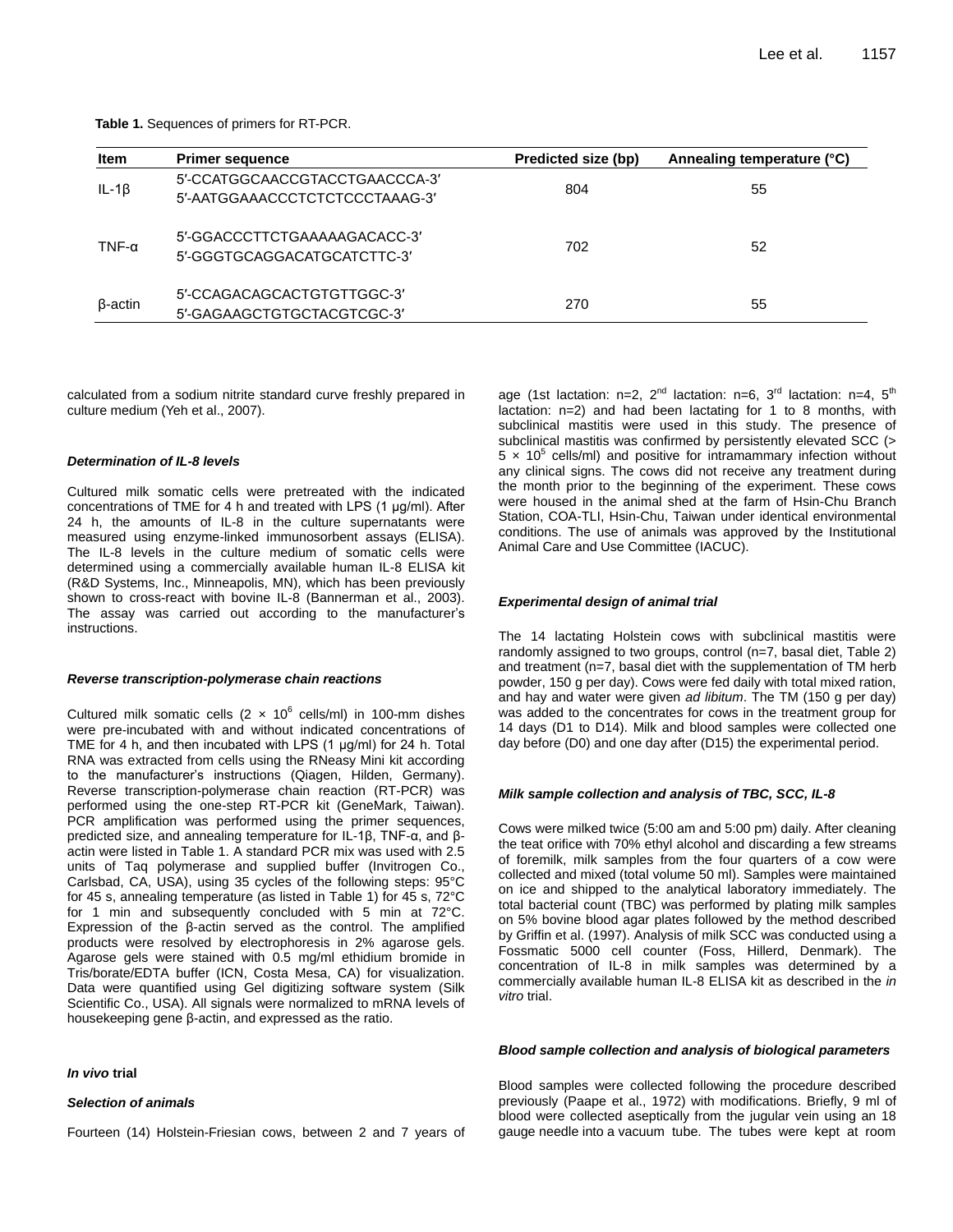**Table 1.** Sequences of primers for RT-PCR.

| Item | Primer sequence | Predicted size (bp) | Annealing temperature (°C) |
|---|---|---|---|
| IL-1β | 5′-CCATGGCAACCGTACCTGAACCCA-3′<br>5′-AATGGAAACCCTCTCTCCCTAAAG-3′ | 804 | 55 |
| TNF-α | 5′-GGACCCTTCTGAAAAAGACACC-3′<br>5′-GGGTGCAGGACATGCATCTTC-3′ | 702 | 52 |
| β-actin | 5′-CCAGACAGCACTGTGTTGGC-3′<br>5′-GAGAAGCTGTGCTACGTCGC-3′ | 270 | 55 |

calculated from a sodium nitrite standard curve freshly prepared in culture medium (Yeh et al., 2007).

### *Determination of IL-8 levels*

Cultured milk somatic cells were pretreated with the indicated concentrations of TME for 4 h and treated with LPS (1 μg/ml). After 24 h, the amounts of IL-8 in the culture supernatants were measured using enzyme-linked immunosorbent assays (ELISA). The IL-8 levels in the culture medium of somatic cells were determined using a commercially available human IL-8 ELISA kit (R&D Systems, Inc., Minneapolis, MN), which has been previously shown to cross-react with bovine IL-8 (Bannerman et al., 2003). The assay was carried out according to the manufacturer's instructions.

### *Reverse transcription-polymerase chain reactions*

Cultured milk somatic cells ($2 \times 10^6$ cells/ml) in 100-mm dishes were pre-incubated with and without indicated concentrations of TME for 4 h, and then incubated with LPS (1 μg/ml) for 24 h. Total RNA was extracted from cells using the RNeasy Mini kit according to the manufacturer's instructions (Qiagen, Hilden, Germany). Reverse transcription-polymerase chain reaction (RT-PCR) was performed using the one-step RT-PCR kit (GeneMark, Taiwan). PCR amplification was performed using the primer sequences, predicted size, and annealing temperature for IL-1β, TNF-α, and β-actin were listed in Table 1. A standard PCR mix was used with 2.5 units of Taq polymerase and supplied buffer (Invitrogen Co., Carlsbad, CA, USA), using 35 cycles of the following steps: 95°C for 45 s, annealing temperature (as listed in Table 1) for 45 s, 72°C for 1 min and subsequently concluded with 5 min at 72°C. Expression of the β-actin served as the control. The amplified products were resolved by electrophoresis in 2% agarose gels. Agarose gels were stained with 0.5 mg/ml ethidium bromide in Tris/borate/EDTA buffer (ICN, Costa Mesa, CA) for visualization. Data were quantified using Gel digitizing software system (Silk Scientific Co., USA). All signals were normalized to mRNA levels of housekeeping gene β-actin, and expressed as the ratio.

## ***In vivo* trial**

### *Selection of animals*

Fourteen (14) Holstein-Friesian cows, between 2 and 7 years of age (1st lactation: n=2, 2nd lactation: n=6, 3rd lactation: n=4, 5th lactation: n=2) and had been lactating for 1 to 8 months, with subclinical mastitis were used in this study. The presence of subclinical mastitis was confirmed by persistently elevated SCC (> $5 \times 10^5$ cells/ml) and positive for intramammary infection without any clinical signs. The cows did not receive any treatment during the month prior to the beginning of the experiment. These cows were housed in the animal shed at the farm of Hsin-Chu Branch Station, COA-TLI, Hsin-Chu, Taiwan under identical environmental conditions. The use of animals was approved by the Institutional Animal Care and Use Committee (IACUC).

### *Experimental design of animal trial*

The 14 lactating Holstein cows with subclinical mastitis were randomly assigned to two groups, control (n=7, basal diet, Table 2) and treatment (n=7, basal diet with the supplementation of TM herb powder, 150 g per day). Cows were fed daily with total mixed ration, and hay and water were given *ad libitum*. The TM (150 g per day) was added to the concentrates for cows in the treatment group for 14 days (D1 to D14). Milk and blood samples were collected one day before (D0) and one day after (D15) the experimental period.

### *Milk sample collection and analysis of TBC, SCC, IL-8*

Cows were milked twice (5:00 am and 5:00 pm) daily. After cleaning the teat orifice with 70% ethyl alcohol and discarding a few streams of foremilk, milk samples from the four quarters of a cow were collected and mixed (total volume 50 ml). Samples were maintained on ice and shipped to the analytical laboratory immediately. The total bacterial count (TBC) was performed by plating milk samples on 5% bovine blood agar plates followed by the method described by Griffin et al. (1997). Analysis of milk SCC was conducted using a Fossmatic 5000 cell counter (Foss, Hillerd, Denmark). The concentration of IL-8 in milk samples was determined by a commercially available human IL-8 ELISA kit as described in the *in vitro* trial.

### *Blood sample collection and analysis of biological parameters*

Blood samples were collected following the procedure described previously (Paape et al., 1972) with modifications. Briefly, 9 ml of blood were collected aseptically from the jugular vein using an 18 gauge needle into a vacuum tube. The tubes were kept at room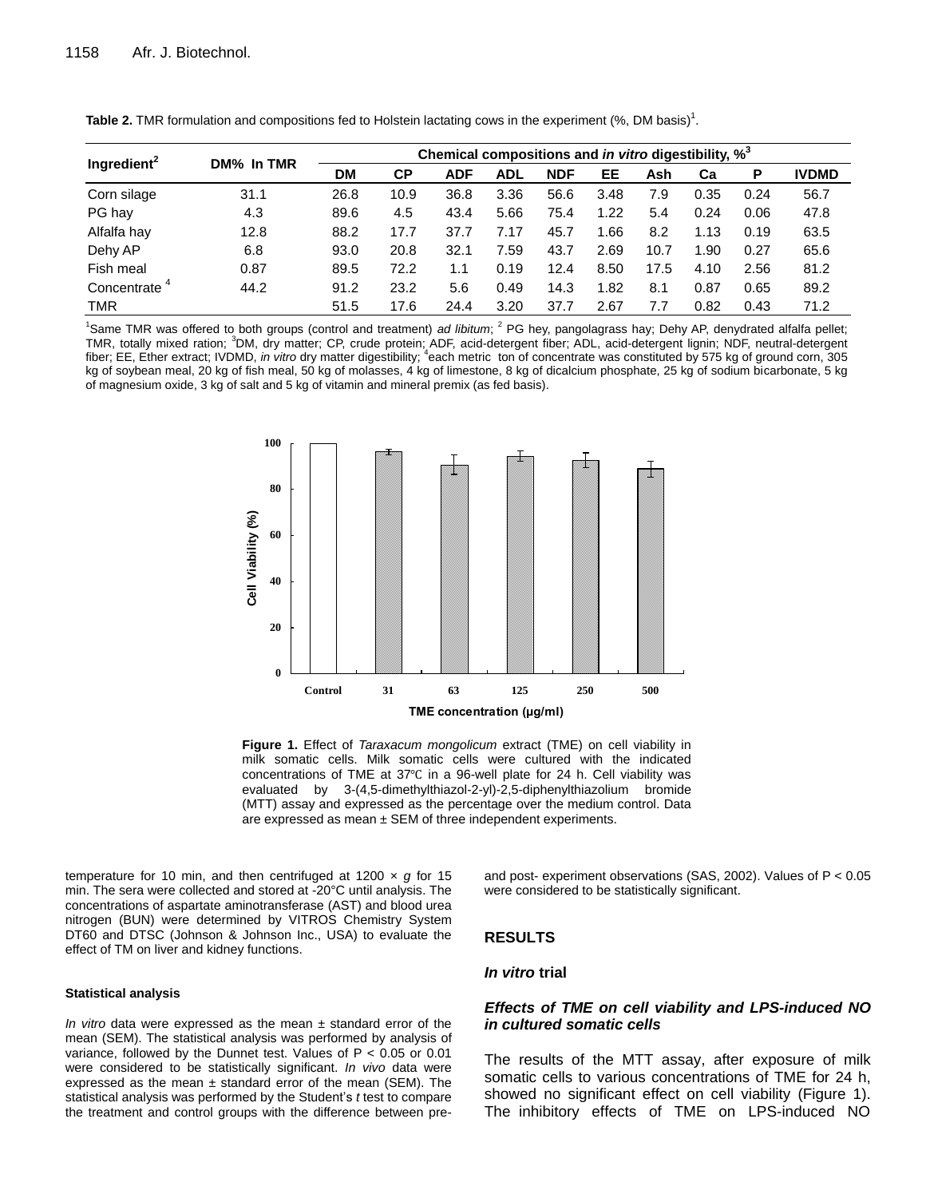**Table 2.** TMR formulation and compositions fed to Holstein lactating cows in the experiment (%, DM basis)[1].

| Ingredient[2] | DM% In TMR | Chemical compositions and *in vitro* digestibility, %[3] | | | | | | | | | |
|---|---|---|---|---|---|---|---|---|---|---|---|
| | | DM | CP | ADF | ADL | NDF | EE | Ash | Ca | P | IVDMD |
| Corn silage | 31.1 | 26.8 | 10.9 | 36.8 | 3.36 | 56.6 | 3.48 | 7.9 | 0.35 | 0.24 | 56.7 |
| PG hay | 4.3 | 89.6 | 4.5 | 43.4 | 5.66 | 75.4 | 1.22 | 5.4 | 0.24 | 0.06 | 47.8 |
| Alfalfa hay | 12.8 | 88.2 | 17.7 | 37.7 | 7.17 | 45.7 | 1.66 | 8.2 | 1.13 | 0.19 | 63.5 |
| Dehy AP | 6.8 | 93.0 | 20.8 | 32.1 | 7.59 | 43.7 | 2.69 | 10.7 | 1.90 | 0.27 | 65.6 |
| Fish meal | 0.87 | 89.5 | 72.2 | 1.1 | 0.19 | 12.4 | 8.50 | 17.5 | 4.10 | 2.56 | 81.2 |
| Concentrate [4] | 44.2 | 91.2 | 23.2 | 5.6 | 0.49 | 14.3 | 1.82 | 8.1 | 0.87 | 0.65 | 89.2 |
| TMR | | 51.5 | 17.6 | 24.4 | 3.20 | 37.7 | 2.67 | 7.7 | 0.82 | 0.43 | 71.2 |

[1]Same TMR was offered to both groups (control and treatment) *ad libitum*; [2] PG hey, pangolagrass hay; Dehy AP, denydrated alfalfa pellet; TMR, totally mixed ration; [3]DM, dry matter; CP, crude protein; ADF, acid-detergent fiber; ADL, acid-detergent lignin; NDF, neutral-detergent fiber; EE, Ether extract; IVDMD, *in vitro* dry matter digestibility; [4]each metric ton of concentrate was constituted by 575 kg of ground corn, 305 kg of soybean meal, 20 kg of fish meal, 50 kg of molasses, 4 kg of limestone, 8 kg of dicalcium phosphate, 25 kg of sodium bicarbonate, 5 kg of magnesium oxide, 3 kg of salt and 5 kg of vitamin and mineral premix (as fed basis).

**Figure 1.** Effect of *Taraxacum mongolicum* extract (TME) on cell viability in milk somatic cells. Milk somatic cells were cultured with the indicated concentrations of TME at 37℃ in a 96-well plate for 24 h. Cell viability was evaluated by 3-(4,5-dimethylthiazol-2-yl)-2,5-diphenylthiazolium bromide (MTT) assay and expressed as the percentage over the medium control. Data are expressed as mean ± SEM of three independent experiments.

temperature for 10 min, and then centrifuged at 1200 × *g* for 15 min. The sera were collected and stored at -20°C until analysis. The concentrations of aspartate aminotransferase (AST) and blood urea nitrogen (BUN) were determined by VITROS Chemistry System DT60 and DTSC (Johnson & Johnson Inc., USA) to evaluate the effect of TM on liver and kidney functions.

#### Statistical analysis

*In vitro* data were expressed as the mean ± standard error of the mean (SEM). The statistical analysis was performed by analysis of variance, followed by the Dunnet test. Values of $P < 0.05$ or 0.01 were considered to be statistically significant. *In vivo* data were expressed as the mean ± standard error of the mean (SEM). The statistical analysis was performed by the Student's *t* test to compare the treatment and control groups with the difference between pre- and post- experiment observations (SAS, 2002). Values of $P < 0.05$ were considered to be statistically significant.

## RESULTS

### *In vitro* trial

### *Effects of TME on cell viability and LPS-induced NO in cultured somatic cells*

The results of the MTT assay, after exposure of milk somatic cells to various concentrations of TME for 24 h, showed no significant effect on cell viability (Figure 1). The inhibitory effects of TME on LPS-induced NO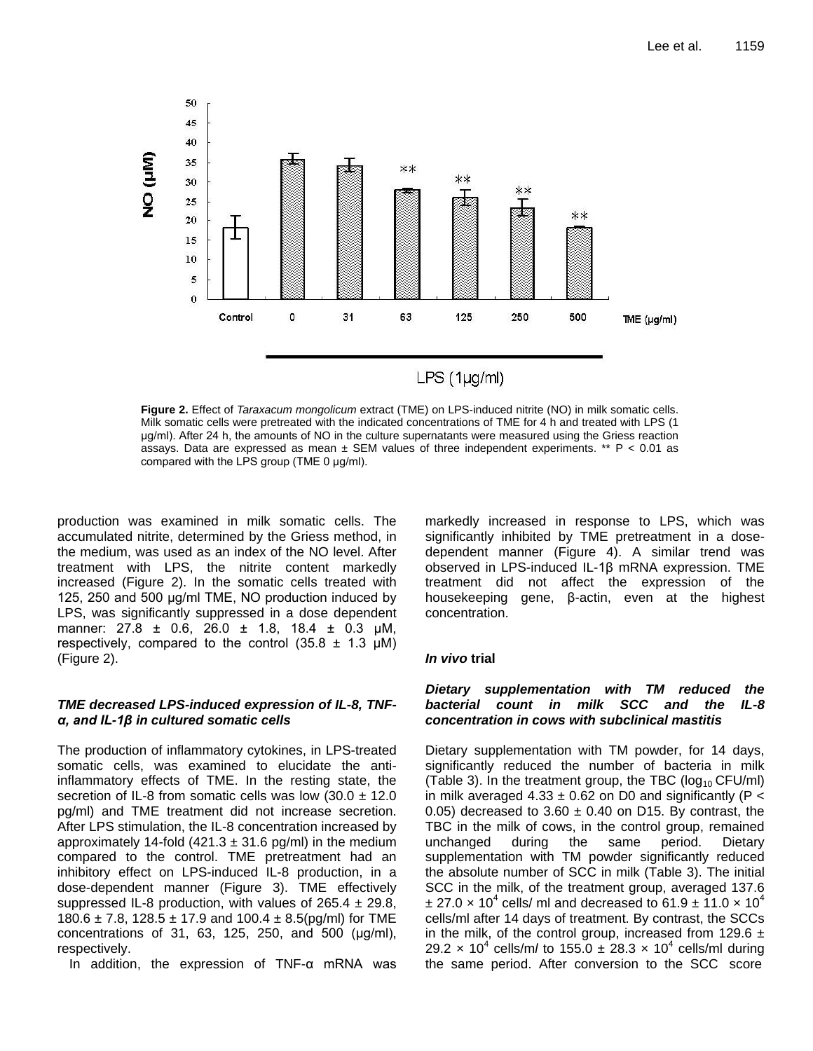**Figure 2.** Effect of *Taraxacum mongolicum* extract (TME) on LPS-induced nitrite (NO) in milk somatic cells. Milk somatic cells were pretreated with the indicated concentrations of TME for 4 h and treated with LPS (1 μg/ml). After 24 h, the amounts of NO in the culture supernatants were measured using the Griess reaction assays. Data are expressed as mean ± SEM values of three independent experiments. ** P < 0.01 as compared with the LPS group (TME 0 μg/ml).

production was examined in milk somatic cells. The accumulated nitrite, determined by the Griess method, in the medium, was used as an index of the NO level. After treatment with LPS, the nitrite content markedly increased (Figure 2). In the somatic cells treated with 125, 250 and 500 μg/ml TME, NO production induced by LPS, was significantly suppressed in a dose dependent manner: 27.8 ± 0.6, 26.0 ± 1.8, 18.4 ± 0.3 μM, respectively, compared to the control (35.8 ± 1.3 μM) (Figure 2).

### *TME decreased LPS-induced expression of IL-8, TNF-α, and IL-1β in cultured somatic cells*

The production of inflammatory cytokines, in LPS-treated somatic cells, was examined to elucidate the anti-inflammatory effects of TME. In the resting state, the secretion of IL-8 from somatic cells was low (30.0 ± 12.0 pg/ml) and TME treatment did not increase secretion. After LPS stimulation, the IL-8 concentration increased by approximately 14-fold (421.3 ± 31.6 pg/ml) in the medium compared to the control. TME pretreatment had an inhibitory effect on LPS-induced IL-8 production, in a dose-dependent manner (Figure 3). TME effectively suppressed IL-8 production, with values of 265.4 ± 29.8, 180.6 ± 7.8, 128.5 ± 17.9 and 100.4 ± 8.5(pg/ml) for TME concentrations of 31, 63, 125, 250, and 500 (μg/ml), respectively.

In addition, the expression of TNF-α mRNA was markedly increased in response to LPS, which was significantly inhibited by TME pretreatment in a dose-dependent manner (Figure 4). A similar trend was observed in LPS-induced IL-1β mRNA expression. TME treatment did not affect the expression of the housekeeping gene, β-actin, even at the highest concentration.

## *In vivo* trial

### *Dietary supplementation with TM reduced the bacterial count in milk SCC and the IL-8 concentration in cows with subclinical mastitis*

Dietary supplementation with TM powder, for 14 days, significantly reduced the number of bacteria in milk (Table 3). In the treatment group, the TBC ($log_{10}$ CFU/ml) in milk averaged 4.33 ± 0.62 on D0 and significantly ($P < 0.05$) decreased to 3.60 ± 0.40 on D15. By contrast, the TBC in the milk of cows, in the control group, remained unchanged during the same period. Dietary supplementation with TM powder significantly reduced the absolute number of SCC in milk (Table 3). The initial SCC in the milk, of the treatment group, averaged 137.6 ± 27.0 × $10^4$ cells/ ml and decreased to 61.9 ± 11.0 × $10^4$ cells/ml after 14 days of treatment. By contrast, the SCCs in the milk, of the control group, increased from 129.6 ± 29.2 × $10^4$ cells/m/ to 155.0 ± 28.3 × $10^4$ cells/ml during the same period. After conversion to the SCC score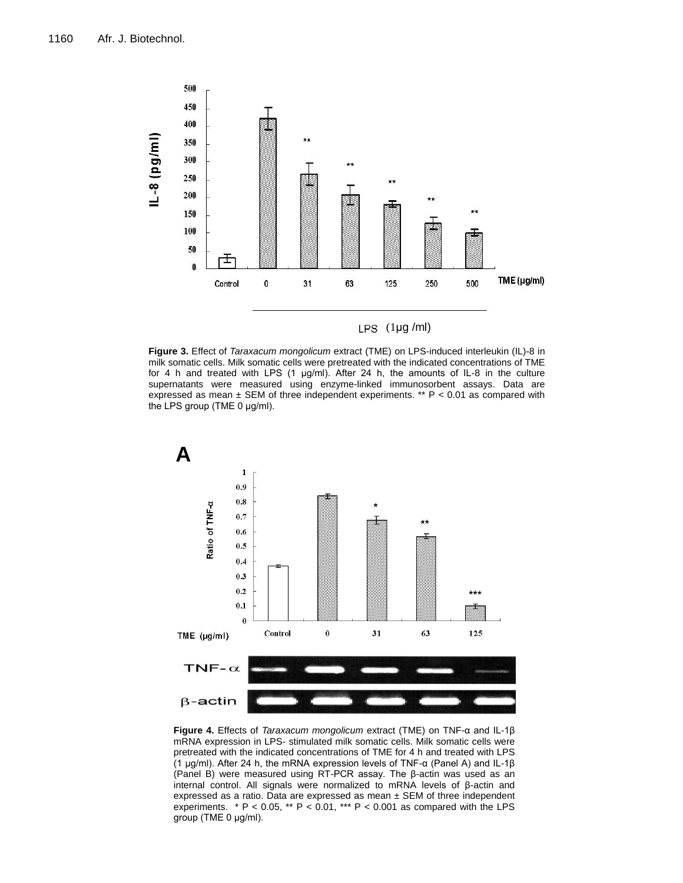**Figure 3.** Effect of *Taraxacum mongolicum* extract (TME) on LPS-induced interleukin (IL)-8 in milk somatic cells. Milk somatic cells were pretreated with the indicated concentrations of TME for 4 h and treated with LPS (1 μg/ml). After 24 h, the amounts of IL-8 in the culture supernatants were measured using enzyme-linked immunosorbent assays. Data are expressed as mean ± SEM of three independent experiments. ** P < 0.01 as compared with the LPS group (TME 0 μg/ml).

**Figure 4.** Effects of *Taraxacum mongolicum* extract (TME) on TNF-α and IL-1β mRNA expression in LPS- stimulated milk somatic cells. Milk somatic cells were pretreated with the indicated concentrations of TME for 4 h and treated with LPS (1 μg/ml). After 24 h, the mRNA expression levels of TNF-α (Panel A) and IL-1β (Panel B) were measured using RT-PCR assay. The β-actin was used as an internal control. All signals were normalized to mRNA levels of β-actin and expressed as a ratio. Data are expressed as mean ± SEM of three independent experiments. * P < 0.05, ** P < 0.01, *** P < 0.001 as compared with the LPS group (TME 0 μg/ml).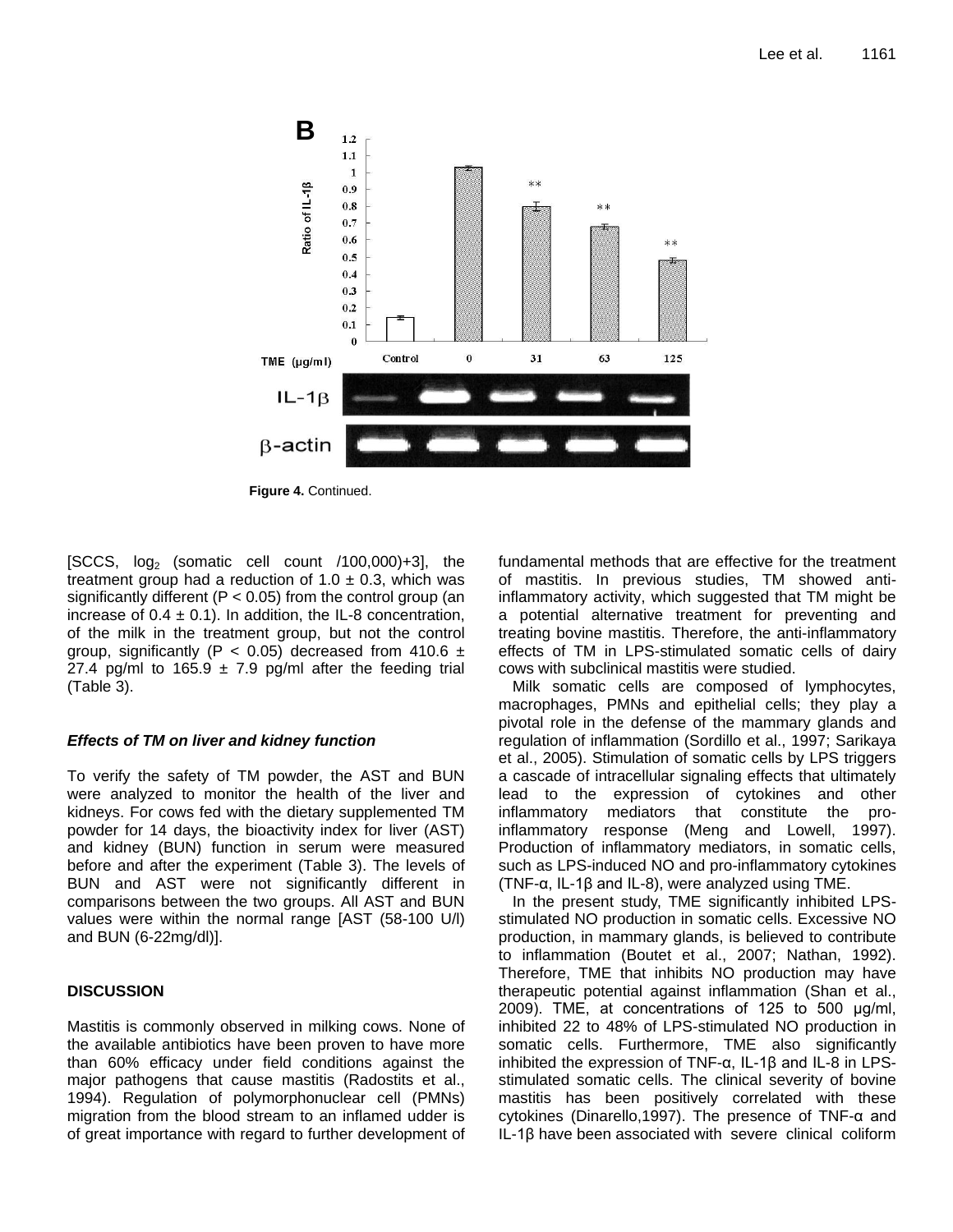Figure 4. Continued.

[SCCS, $\log_2$ (somatic cell count /100,000)+3], the treatment group had a reduction of 1.0 ± 0.3, which was significantly different ($P < 0.05$) from the control group (an increase of 0.4 ± 0.1). In addition, the IL-8 concentration, of the milk in the treatment group, but not the control group, significantly ($P < 0.05$) decreased from 410.6 ± 27.4 pg/ml to 165.9 ± 7.9 pg/ml after the feeding trial (Table 3).

### *Effects of TM on liver and kidney function*

To verify the safety of TM powder, the AST and BUN were analyzed to monitor the health of the liver and kidneys. For cows fed with the dietary supplemented TM powder for 14 days, the bioactivity index for liver (AST) and kidney (BUN) function in serum were measured before and after the experiment (Table 3). The levels of BUN and AST were not significantly different in comparisons between the two groups. All AST and BUN values were within the normal range [AST (58-100 U/l) and BUN (6-22mg/dl)].

## DISCUSSION

Mastitis is commonly observed in milking cows. None of the available antibiotics have been proven to have more than 60% efficacy under field conditions against the major pathogens that cause mastitis (Radostits et al., 1994). Regulation of polymorphonuclear cell (PMNs) migration from the blood stream to an inflamed udder is of great importance with regard to further development of fundamental methods that are effective for the treatment of mastitis. In previous studies, TM showed anti-inflammatory activity, which suggested that TM might be a potential alternative treatment for preventing and treating bovine mastitis. Therefore, the anti-inflammatory effects of TM in LPS-stimulated somatic cells of dairy cows with subclinical mastitis were studied.

Milk somatic cells are composed of lymphocytes, macrophages, PMNs and epithelial cells; they play a pivotal role in the defense of the mammary glands and regulation of inflammation (Sordillo et al., 1997; Sarikaya et al., 2005). Stimulation of somatic cells by LPS triggers a cascade of intracellular signaling effects that ultimately lead to the expression of cytokines and other inflammatory mediators that constitute the pro-inflammatory response (Meng and Lowell, 1997). Production of inflammatory mediators, in somatic cells, such as LPS-induced NO and pro-inflammatory cytokines (TNF-α, IL-1β and IL-8), were analyzed using TME.

In the present study, TME significantly inhibited LPS-stimulated NO production in somatic cells. Excessive NO production, in mammary glands, is believed to contribute to inflammation (Boutet et al., 2007; Nathan, 1992). Therefore, TME that inhibits NO production may have therapeutic potential against inflammation (Shan et al., 2009). TME, at concentrations of 125 to 500 µg/ml, inhibited 22 to 48% of LPS-stimulated NO production in somatic cells. Furthermore, TME also significantly inhibited the expression of TNF-α, IL-1β and IL-8 in LPS-stimulated somatic cells. The clinical severity of bovine mastitis has been positively correlated with these cytokines (Dinarello,1997). The presence of TNF-α and IL-1β have been associated with severe clinical coliform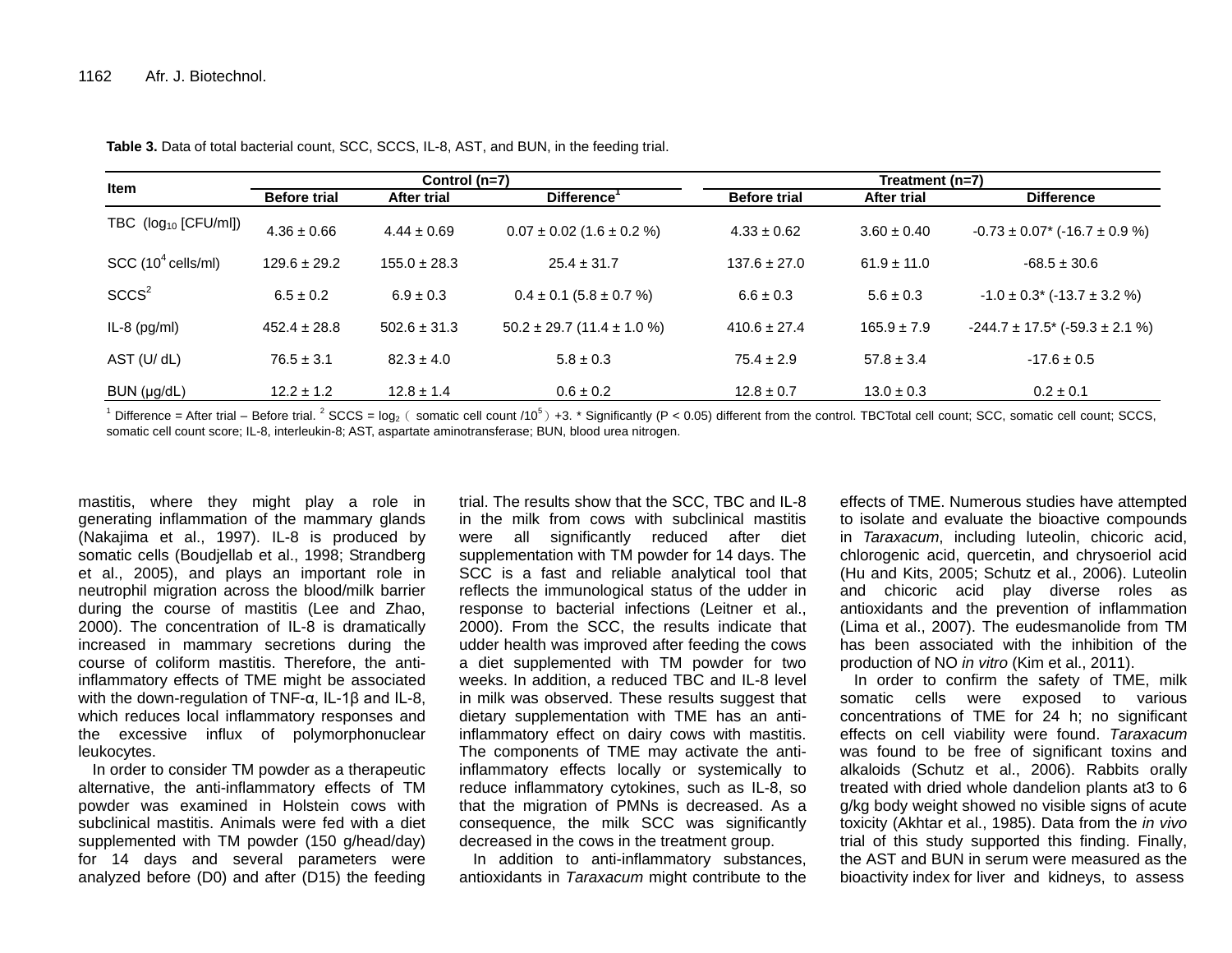**Table 3.** Data of total bacterial count, SCC, SCCS, IL-8, AST, and BUN, in the feeding trial.

| Item | Control (n=7) | | | Treatment (n=7) | | |
|---|---|---|---|---|---|---|
| | Before trial | After trial | Difference[1] | Before trial | After trial | Difference |
| TBC ($log_{10}$ [CFU/ml]) | 4.36 ± 0.66 | 4.44 ± 0.69 | 0.07 ± 0.02 (1.6 ± 0.2 %) | 4.33 ± 0.62 | 3.60 ± 0.40 | -0.73 ± 0.07* (-16.7 ± 0.9 %) |
| SCC ($10^4$ cells/ml) | 129.6 ± 29.2 | 155.0 ± 28.3 | 25.4 ± 31.7 | 137.6 ± 27.0 | 61.9 ± 11.0 | -68.5 ± 30.6 |
| SCCS[2] | 6.5 ± 0.2 | 6.9 ± 0.3 | 0.4 ± 0.1 (5.8 ± 0.7 %) | 6.6 ± 0.3 | 5.6 ± 0.3 | -1.0 ± 0.3* (-13.7 ± 3.2 %) |
| IL-8 (pg/ml) | 452.4 ± 28.8 | 502.6 ± 31.3 | 50.2 ± 29.7 (11.4 ± 1.0 %) | 410.6 ± 27.4 | 165.9 ± 7.9 | -244.7 ± 17.5* (-59.3 ± 2.1 %) |
| AST (U/ dL) | 76.5 ± 3.1 | 82.3 ± 4.0 | 5.8 ± 0.3 | 75.4 ± 2.9 | 57.8 ± 3.4 | -17.6 ± 0.5 |
| BUN (μg/dL) | 12.2 ± 1.2 | 12.8 ± 1.4 | 0.6 ± 0.2 | 12.8 ± 0.7 | 13.0 ± 0.3 | 0.2 ± 0.1 |

[1] Difference = After trial – Before trial. [2] SCCS = $\log_2$（somatic cell count /$10^5$）+3. * Significantly ($P < 0.05$) different from the control. TBCTotal cell count; SCC, somatic cell count; SCCS, somatic cell count score; IL-8, interleukin-8; AST, aspartate aminotransferase; BUN, blood urea nitrogen.

mastitis, where they might play a role in generating inflammation of the mammary glands (Nakajima et al., 1997). IL-8 is produced by somatic cells (Boudjellab et al., 1998; Strandberg et al., 2005), and plays an important role in neutrophil migration across the blood/milk barrier during the course of mastitis (Lee and Zhao, 2000). The concentration of IL-8 is dramatically increased in mammary secretions during the course of coliform mastitis. Therefore, the anti-inflammatory effects of TME might be associated with the down-regulation of TNF-α, IL-1β and IL-8, which reduces local inflammatory responses and the excessive influx of polymorphonuclear leukocytes.

In order to consider TM powder as a therapeutic alternative, the anti-inflammatory effects of TM powder was examined in Holstein cows with subclinical mastitis. Animals were fed with a diet supplemented with TM powder (150 g/head/day) for 14 days and several parameters were analyzed before (D0) and after (D15) the feeding trial. The results show that the SCC, TBC and IL-8 in the milk from cows with subclinical mastitis were all significantly reduced after diet supplementation with TM powder for 14 days. The SCC is a fast and reliable analytical tool that reflects the immunological status of the udder in response to bacterial infections (Leitner et al., 2000). From the SCC, the results indicate that udder health was improved after feeding the cows a diet supplemented with TM powder for two weeks. In addition, a reduced TBC and IL-8 level in milk was observed. These results suggest that dietary supplementation with TME has an anti-inflammatory effect on dairy cows with mastitis. The components of TME may activate the anti-inflammatory effects locally or systemically to reduce inflammatory cytokines, such as IL-8, so that the migration of PMNs is decreased. As a consequence, the milk SCC was significantly decreased in the cows in the treatment group.

In addition to anti-inflammatory substances, antioxidants in *Taraxacum* might contribute to the effects of TME. Numerous studies have attempted to isolate and evaluate the bioactive compounds in *Taraxacum*, including luteolin, chicoric acid, chlorogenic acid, quercetin, and chrysoeriol acid (Hu and Kits, 2005; Schutz et al., 2006). Luteolin and chicoric acid play diverse roles as antioxidants and the prevention of inflammation (Lima et al., 2007). The eudesmanolide from TM has been associated with the inhibition of the production of NO *in vitro* (Kim et al., 2011).

In order to confirm the safety of TME, milk somatic cells were exposed to various concentrations of TME for 24 h; no significant effects on cell viability were found. *Taraxacum* was found to be free of significant toxins and alkaloids (Schutz et al., 2006). Rabbits orally treated with dried whole dandelion plants at3 to 6 g/kg body weight showed no visible signs of acute toxicity (Akhtar et al., 1985). Data from the *in vivo* trial of this study supported this finding. Finally, the AST and BUN in serum were measured as the bioactivity index for liver and kidneys, to assess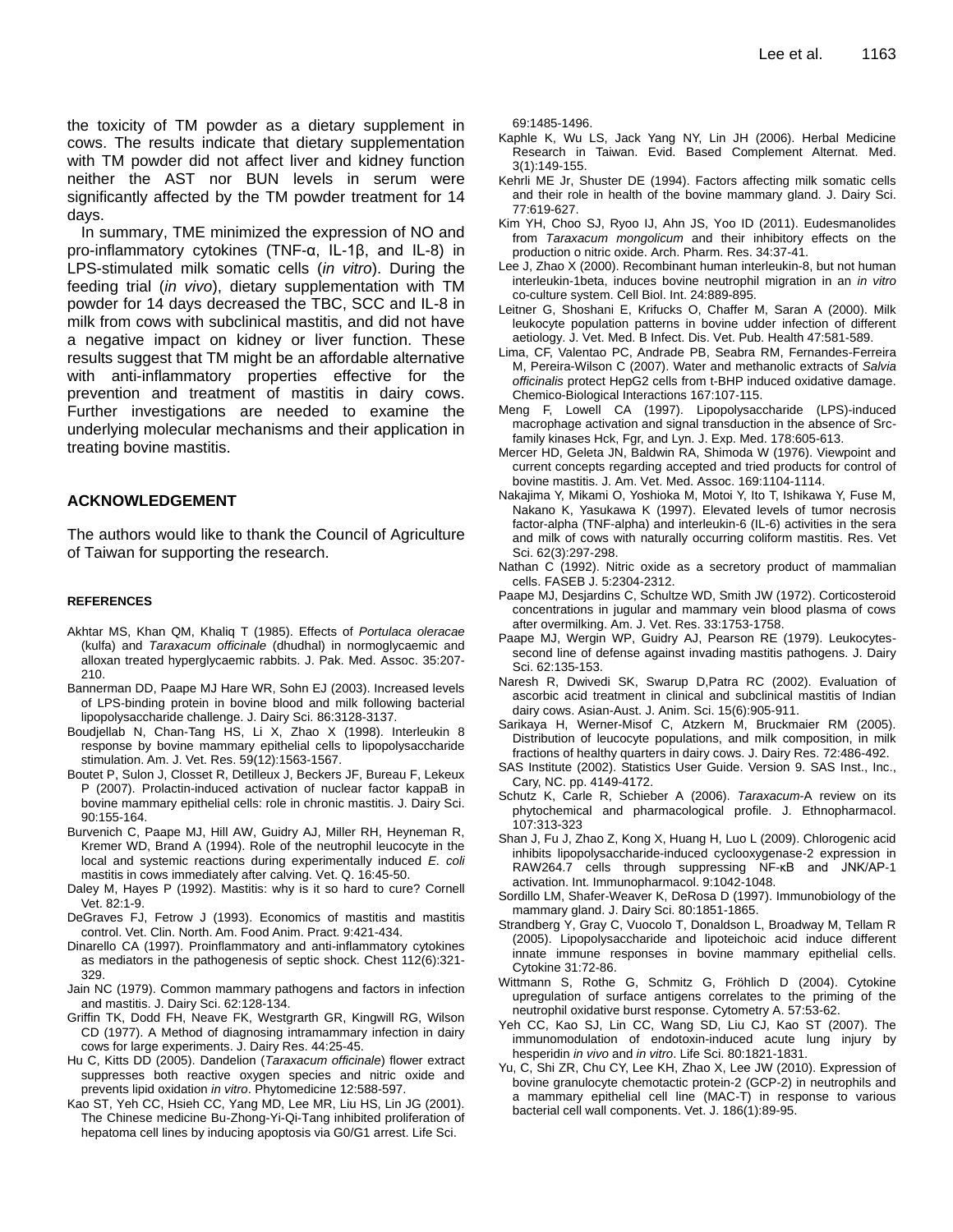the toxicity of TM powder as a dietary supplement in cows. The results indicate that dietary supplementation with TM powder did not affect liver and kidney function neither the AST nor BUN levels in serum were significantly affected by the TM powder treatment for 14 days.

In summary, TME minimized the expression of NO and pro-inflammatory cytokines (TNF-α, IL-1β, and IL-8) in LPS-stimulated milk somatic cells (*in vitro*). During the feeding trial (*in vivo*), dietary supplementation with TM powder for 14 days decreased the TBC, SCC and IL-8 in milk from cows with subclinical mastitis, and did not have a negative impact on kidney or liver function. These results suggest that TM might be an affordable alternative with anti-inflammatory properties effective for the prevention and treatment of mastitis in dairy cows. Further investigations are needed to examine the underlying molecular mechanisms and their application in treating bovine mastitis.

## ACKNOWLEDGEMENT

The authors would like to thank the Council of Agriculture of Taiwan for supporting the research.

## REFERENCES

Akhtar MS, Khan QM, Khaliq T (1985). Effects of *Portulaca oleracae* (kulfa) and *Taraxacum officinale* (dhudhal) in normoglycaemic and alloxan treated hyperglycaemic rabbits. J. Pak. Med. Assoc. 35:207-210.

Bannerman DD, Paape MJ Hare WR, Sohn EJ (2003). Increased levels of LPS-binding protein in bovine blood and milk following bacterial lipopolysaccharide challenge. J. Dairy Sci. 86:3128-3137.

Boudjellab N, Chan-Tang HS, Li X, Zhao X (1998). Interleukin 8 response by bovine mammary epithelial cells to lipopolysaccharide stimulation. Am. J. Vet. Res. 59(12):1563-1567.

Boutet P, Sulon J, Closset R, Detilleux J, Beckers JF, Bureau F, Lekeux P (2007). Prolactin-induced activation of nuclear factor kappaB in bovine mammary epithelial cells: role in chronic mastitis. J. Dairy Sci. 90:155-164.

Burvenich C, Paape MJ, Hill AW, Guidry AJ, Miller RH, Heyneman R, Kremer WD, Brand A (1994). Role of the neutrophil leucocyte in the local and systemic reactions during experimentally induced *E. coli* mastitis in cows immediately after calving. Vet. Q. 16:45-50.

Daley M, Hayes P (1992). Mastitis: why is it so hard to cure? Cornell Vet. 82:1-9.

DeGraves FJ, Fetrow J (1993). Economics of mastitis and mastitis control. Vet. Clin. North. Am. Food Anim. Pract. 9:421-434.

Dinarello CA (1997). Proinflammatory and anti-inflammatory cytokines as mediators in the pathogenesis of septic shock. Chest 112(6):321-329.

Jain NC (1979). Common mammary pathogens and factors in infection and mastitis. J. Dairy Sci. 62:128-134.

Griffin TK, Dodd FH, Neave FK, Westgrarth GR, Kingwill RG, Wilson CD (1977). A Method of diagnosing intramammary infection in dairy cows for large experiments. J. Dairy Res. 44:25-45.

Hu C, Kitts DD (2005). Dandelion (*Taraxacum officinale*) flower extract suppresses both reactive oxygen species and nitric oxide and prevents lipid oxidation *in vitro*. Phytomedicine 12:588-597.

Kao ST, Yeh CC, Hsieh CC, Yang MD, Lee MR, Liu HS, Lin JG (2001). The Chinese medicine Bu-Zhong-Yi-Qi-Tang inhibited proliferation of hepatoma cell lines by inducing apoptosis via G0/G1 arrest. Life Sci. 69:1485-1496.

Kaphle K, Wu LS, Jack Yang NY, Lin JH (2006). Herbal Medicine Research in Taiwan. Evid. Based Complement Alternat. Med. 3(1):149-155.

Kehrli ME Jr, Shuster DE (1994). Factors affecting milk somatic cells and their role in health of the bovine mammary gland. J. Dairy Sci. 77:619-627.

Kim YH, Choo SJ, Ryoo IJ, Ahn JS, Yoo ID (2011). Eudesmanolides from *Taraxacum mongolicum* and their inhibitory effects on the production o nitric oxide. Arch. Pharm. Res. 34:37-41.

Lee J, Zhao X (2000). Recombinant human interleukin-8, but not human interleukin-1beta, induces bovine neutrophil migration in an *in vitro* co-culture system. Cell Biol. Int. 24:889-895.

Leitner G, Shoshani E, Krifucks O, Chaffer M, Saran A (2000). Milk leukocyte population patterns in bovine udder infection of different aetiology. J. Vet. Med. B Infect. Dis. Vet. Pub. Health 47:581-589.

Lima, CF, Valentao PC, Andrade PB, Seabra RM, Fernandes-Ferreira M, Pereira-Wilson C (2007). Water and methanolic extracts of *Salvia officinalis* protect HepG2 cells from t-BHP induced oxidative damage. Chemico-Biological Interactions 167:107-115.

Meng F, Lowell CA (1997). Lipopolysaccharide (LPS)-induced macrophage activation and signal transduction in the absence of Src-family kinases Hck, Fgr, and Lyn. J. Exp. Med. 178:605-613.

Mercer HD, Geleta JN, Baldwin RA, Shimoda W (1976). Viewpoint and current concepts regarding accepted and tried products for control of bovine mastitis. J. Am. Vet. Med. Assoc. 169:1104-1114.

Nakajima Y, Mikami O, Yoshioka M, Motoi Y, Ito T, Ishikawa Y, Fuse M, Nakano K, Yasukawa K (1997). Elevated levels of tumor necrosis factor-alpha (TNF-alpha) and interleukin-6 (IL-6) activities in the sera and milk of cows with naturally occurring coliform mastitis. Res. Vet Sci. 62(3):297-298.

Nathan C (1992). Nitric oxide as a secretory product of mammalian cells. FASEB J. 5:2304-2312.

Paape MJ, Desjardins C, Schultze WD, Smith JW (1972). Corticosteroid concentrations in jugular and mammary vein blood plasma of cows after overmilking. Am. J. Vet. Res. 33:1753-1758.

Paape MJ, Wergin WP, Guidry AJ, Pearson RE (1979). Leukocytes-second line of defense against invading mastitis pathogens. J. Dairy Sci. 62:135-153.

Naresh R, Dwivedi SK, Swarup D,Patra RC (2002). Evaluation of ascorbic acid treatment in clinical and subclinical mastitis of Indian dairy cows. Asian-Aust. J. Anim. Sci. 15(6):905-911.

Sarikaya H, Werner-Misof C, Atzkern M, Bruckmaier RM (2005). Distribution of leucocyte populations, and milk composition, in milk fractions of healthy quarters in dairy cows. J. Dairy Res. 72:486-492.

SAS Institute (2002). Statistics User Guide. Version 9. SAS Inst., Inc., Cary, NC. pp. 4149-4172.

Schutz K, Carle R, Schieber A (2006). *Taraxacum*-A review on its phytochemical and pharmacological profile. J. Ethnopharmacol. 107:313-323

Shan J, Fu J, Zhao Z, Kong X, Huang H, Luo L (2009). Chlorogenic acid inhibits lipopolysaccharide-induced cyclooxygenase-2 expression in RAW264.7 cells through suppressing NF-κB and JNK/AP-1 activation. Int. Immunopharmacol. 9:1042-1048.

Sordillo LM, Shafer-Weaver K, DeRosa D (1997). Immunobiology of the mammary gland. J. Dairy Sci. 80:1851-1865.

Strandberg Y, Gray C, Vuocolo T, Donaldson L, Broadway M, Tellam R (2005). Lipopolysaccharide and lipoteichoic acid induce different innate immune responses in bovine mammary epithelial cells. Cytokine 31:72-86.

Wittmann S, Rothe G, Schmitz G, Fröhlich D (2004). Cytokine upregulation of surface antigens correlates to the priming of the neutrophil oxidative burst response. Cytometry A. 57:53-62.

Yeh CC, Kao SJ, Lin CC, Wang SD, Liu CJ, Kao ST (2007). The immunomodulation of endotoxin-induced acute lung injury by hesperidin *in vivo* and *in vitro*. Life Sci. 80:1821-1831.

Yu, C, Shi ZR, Chu CY, Lee KH, Zhao X, Lee JW (2010). Expression of bovine granulocyte chemotactic protein-2 (GCP-2) in neutrophils and a mammary epithelial cell line (MAC-T) in response to various bacterial cell wall components. Vet. J. 186(1):89-95.